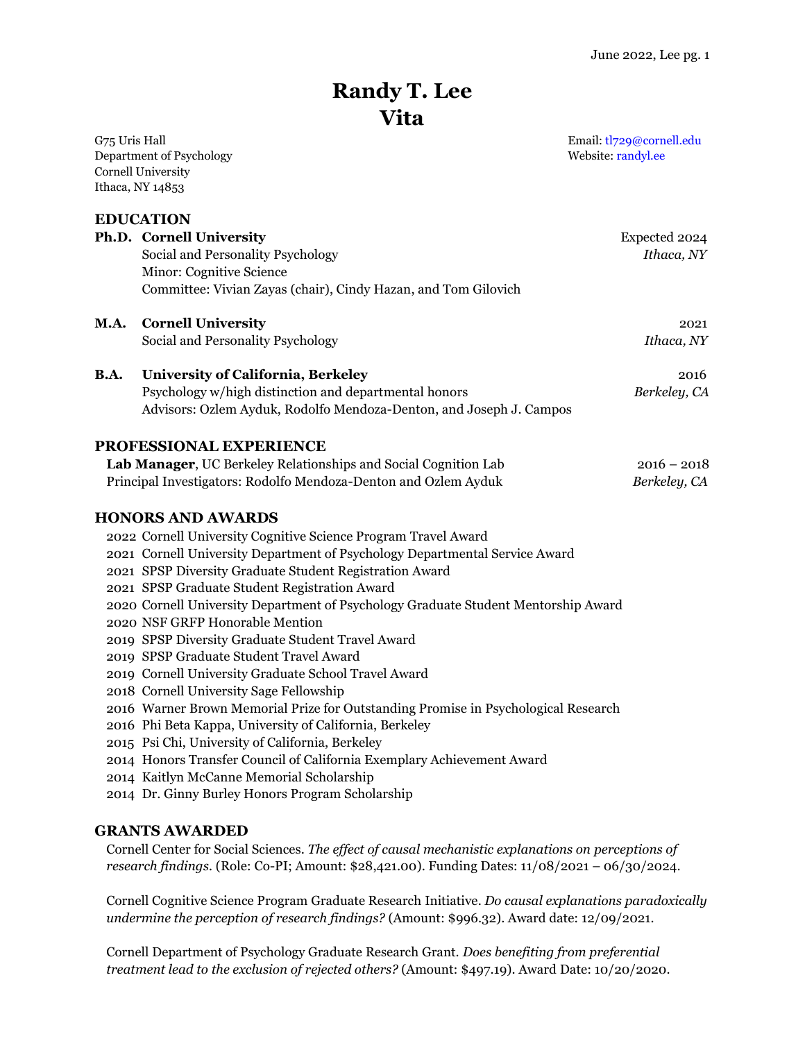# Randy T. Lee
# Vita

G75 Uris Hall
Department of Psychology
Cornell University
Ithaca, NY 14853

Email: tl729@cornell.edu
Website: randyl.ee

## EDUCATION

**Ph.D. Cornell University** — Expected 2024
Social and Personality Psychology — *Ithaca, NY*
Minor: Cognitive Science
Committee: Vivian Zayas (chair), Cindy Hazan, and Tom Gilovich

**M.A. Cornell University** — 2021
Social and Personality Psychology — *Ithaca, NY*

**B.A. University of California, Berkeley** — 2016
Psychology w/high distinction and departmental honors — *Berkeley, CA*
Advisors: Ozlem Ayduk, Rodolfo Mendoza-Denton, and Joseph J. Campos

## PROFESSIONAL EXPERIENCE

**Lab Manager**, UC Berkeley Relationships and Social Cognition Lab — 2016 – 2018
Principal Investigators: Rodolfo Mendoza-Denton and Ozlem Ayduk — *Berkeley, CA*

## HONORS AND AWARDS

- 2022 Cornell University Cognitive Science Program Travel Award
- 2021 Cornell University Department of Psychology Departmental Service Award
- 2021 SPSP Diversity Graduate Student Registration Award
- 2021 SPSP Graduate Student Registration Award
- 2020 Cornell University Department of Psychology Graduate Student Mentorship Award
- 2020 NSF GRFP Honorable Mention
- 2019 SPSP Diversity Graduate Student Travel Award
- 2019 SPSP Graduate Student Travel Award
- 2019 Cornell University Graduate School Travel Award
- 2018 Cornell University Sage Fellowship
- 2016 Warner Brown Memorial Prize for Outstanding Promise in Psychological Research
- 2016 Phi Beta Kappa, University of California, Berkeley
- 2015 Psi Chi, University of California, Berkeley
- 2014 Honors Transfer Council of California Exemplary Achievement Award
- 2014 Kaitlyn McCanne Memorial Scholarship
- 2014 Dr. Ginny Burley Honors Program Scholarship

## GRANTS AWARDED

Cornell Center for Social Sciences. *The effect of causal mechanistic explanations on perceptions of research findings*. (Role: Co-PI; Amount: $28,421.00). Funding Dates: 11/08/2021 – 06/30/2024.

Cornell Cognitive Science Program Graduate Research Initiative. *Do causal explanations paradoxically undermine the perception of research findings?* (Amount: $996.32). Award date: 12/09/2021.

Cornell Department of Psychology Graduate Research Grant. *Does benefiting from preferential treatment lead to the exclusion of rejected others?* (Amount: $497.19). Award Date: 10/20/2020.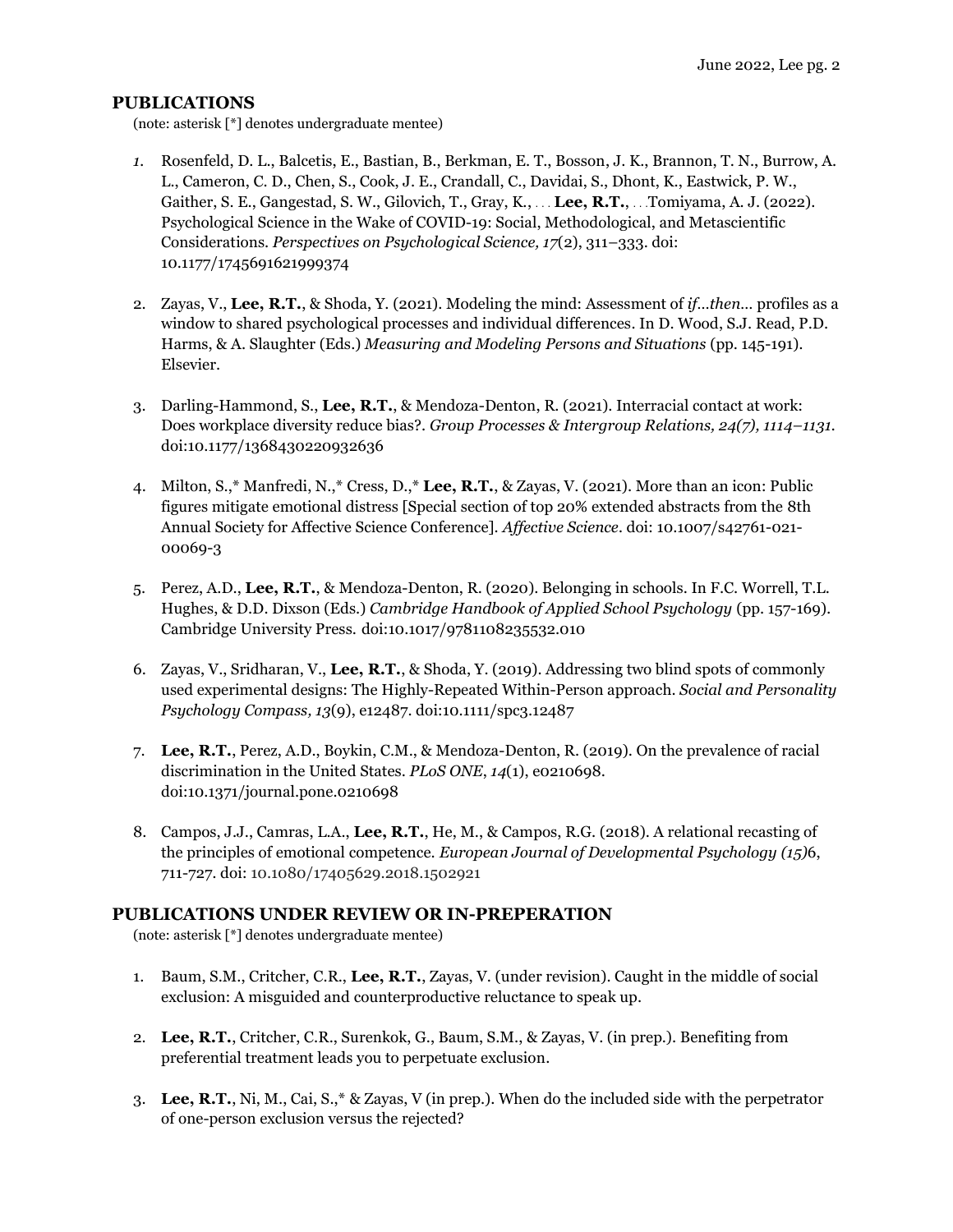## PUBLICATIONS

(note: asterisk [*] denotes undergraduate mentee)

1. Rosenfeld, D. L., Balcetis, E., Bastian, B., Berkman, E. T., Bosson, J. K., Brannon, T. N., Burrow, A. L., Cameron, C. D., Chen, S., Cook, J. E., Crandall, C., Davidai, S., Dhont, K., Eastwick, P. W., Gaither, S. E., Gangestad, S. W., Gilovich, T., Gray, K., . . . **Lee, R.T.**, . . . Tomiyama, A. J. (2022). Psychological Science in the Wake of COVID-19: Social, Methodological, and Metascientific Considerations. *Perspectives on Psychological Science, 17*(2), 311–333. doi: 10.1177/1745691621999374

2. Zayas, V., **Lee, R.T.**, & Shoda, Y. (2021). Modeling the mind: Assessment of *if…then…* profiles as a window to shared psychological processes and individual differences. In D. Wood, S.J. Read, P.D. Harms, & A. Slaughter (Eds.) *Measuring and Modeling Persons and Situations* (pp. 145-191). Elsevier.

3. Darling-Hammond, S., **Lee, R.T.**, & Mendoza-Denton, R. (2021). Interracial contact at work: Does workplace diversity reduce bias?. *Group Processes & Intergroup Relations, 24(7), 1114–1131.* doi:10.1177/1368430220932636

4. Milton, S.,* Manfredi, N.,* Cress, D.,* **Lee, R.T.**, & Zayas, V. (2021). More than an icon: Public figures mitigate emotional distress [Special section of top 20% extended abstracts from the 8th Annual Society for Affective Science Conference]. *Affective Science*. doi: 10.1007/s42761-021-00069-3

5. Perez, A.D., **Lee, R.T.**, & Mendoza-Denton, R. (2020). Belonging in schools. In F.C. Worrell, T.L. Hughes, & D.D. Dixson (Eds.) *Cambridge Handbook of Applied School Psychology* (pp. 157-169). Cambridge University Press. doi:10.1017/9781108235532.010

6. Zayas, V., Sridharan, V., **Lee, R.T.**, & Shoda, Y. (2019). Addressing two blind spots of commonly used experimental designs: The Highly-Repeated Within-Person approach. *Social and Personality Psychology Compass, 13*(9), e12487. doi:10.1111/spc3.12487

7. **Lee, R.T.**, Perez, A.D., Boykin, C.M., & Mendoza-Denton, R. (2019). On the prevalence of racial discrimination in the United States. *PLoS ONE*, *14*(1), e0210698. doi:10.1371/journal.pone.0210698

8. Campos, J.J., Camras, L.A., **Lee, R.T.**, He, M., & Campos, R.G. (2018). A relational recasting of the principles of emotional competence. *European Journal of Developmental Psychology (15)*6, 711-727. doi: 10.1080/17405629.2018.1502921

## PUBLICATIONS UNDER REVIEW OR IN-PREPERATION

(note: asterisk [*] denotes undergraduate mentee)

1. Baum, S.M., Critcher, C.R., **Lee, R.T.**, Zayas, V. (under revision). Caught in the middle of social exclusion: A misguided and counterproductive reluctance to speak up.

2. **Lee, R.T.**, Critcher, C.R., Surenkok, G., Baum, S.M., & Zayas, V. (in prep.). Benefiting from preferential treatment leads you to perpetuate exclusion.

3. **Lee, R.T.**, Ni, M., Cai, S.,* & Zayas, V (in prep.). When do the included side with the perpetrator of one-person exclusion versus the rejected?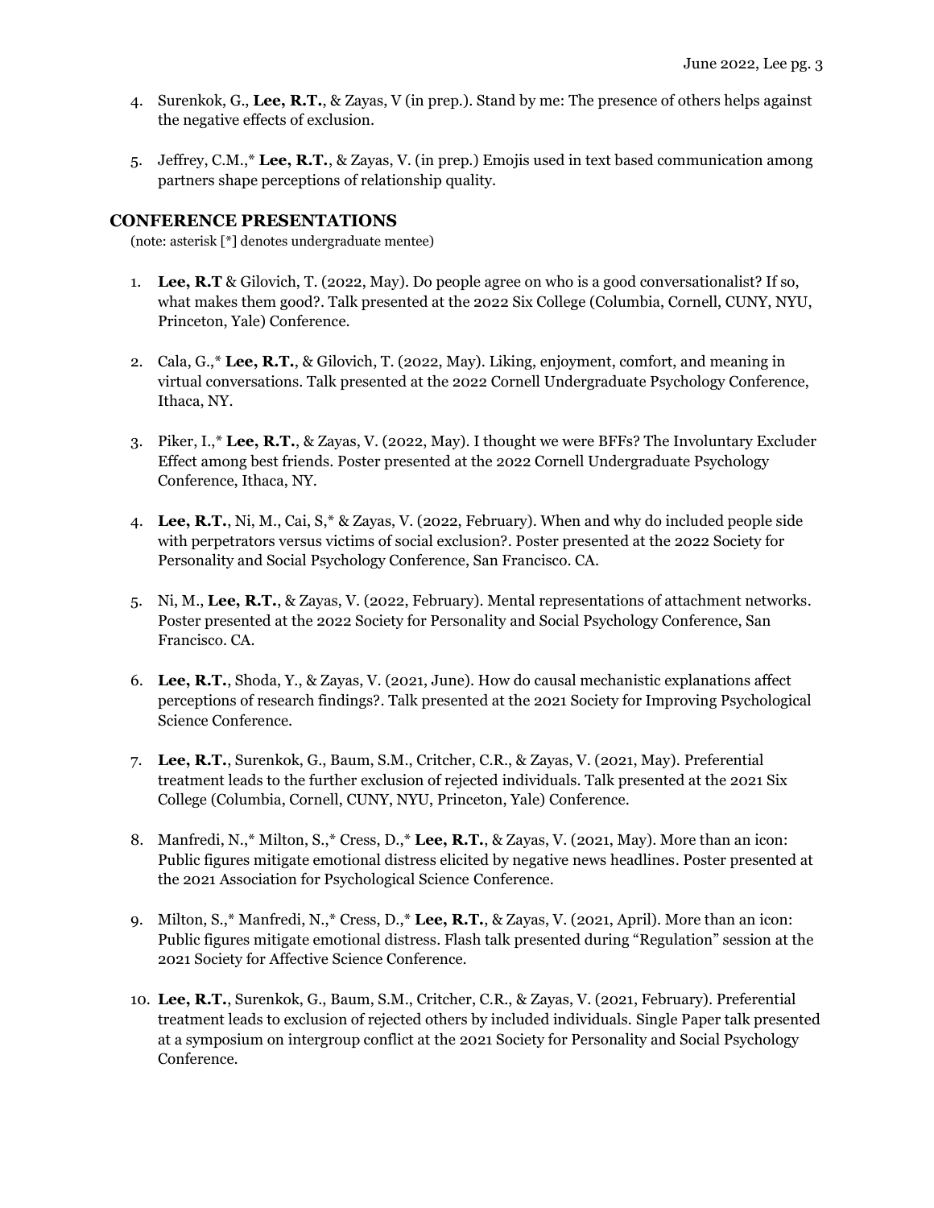4. Surenkok, G., **Lee, R.T.**, & Zayas, V (in prep.). Stand by me: The presence of others helps against the negative effects of exclusion.

5. Jeffrey, C.M.,* **Lee, R.T.**, & Zayas, V. (in prep.) Emojis used in text based communication among partners shape perceptions of relationship quality.

## CONFERENCE PRESENTATIONS

(note: asterisk [*] denotes undergraduate mentee)

1. **Lee, R.T** & Gilovich, T. (2022, May). Do people agree on who is a good conversationalist? If so, what makes them good?. Talk presented at the 2022 Six College (Columbia, Cornell, CUNY, NYU, Princeton, Yale) Conference.

2. Cala, G.,* **Lee, R.T.**, & Gilovich, T. (2022, May). Liking, enjoyment, comfort, and meaning in virtual conversations. Talk presented at the 2022 Cornell Undergraduate Psychology Conference, Ithaca, NY.

3. Piker, I.,* **Lee, R.T.**, & Zayas, V. (2022, May). I thought we were BFFs? The Involuntary Excluder Effect among best friends. Poster presented at the 2022 Cornell Undergraduate Psychology Conference, Ithaca, NY.

4. **Lee, R.T.**, Ni, M., Cai, S,* & Zayas, V. (2022, February). When and why do included people side with perpetrators versus victims of social exclusion?. Poster presented at the 2022 Society for Personality and Social Psychology Conference, San Francisco. CA.

5. Ni, M., **Lee, R.T.**, & Zayas, V. (2022, February). Mental representations of attachment networks. Poster presented at the 2022 Society for Personality and Social Psychology Conference, San Francisco. CA.

6. **Lee, R.T.**, Shoda, Y., & Zayas, V. (2021, June). How do causal mechanistic explanations affect perceptions of research findings?. Talk presented at the 2021 Society for Improving Psychological Science Conference.

7. **Lee, R.T.**, Surenkok, G., Baum, S.M., Critcher, C.R., & Zayas, V. (2021, May). Preferential treatment leads to the further exclusion of rejected individuals. Talk presented at the 2021 Six College (Columbia, Cornell, CUNY, NYU, Princeton, Yale) Conference.

8. Manfredi, N.,* Milton, S.,* Cress, D.,* **Lee, R.T.**, & Zayas, V. (2021, May). More than an icon: Public figures mitigate emotional distress elicited by negative news headlines. Poster presented at the 2021 Association for Psychological Science Conference.

9. Milton, S.,* Manfredi, N.,* Cress, D.,* **Lee, R.T.**, & Zayas, V. (2021, April). More than an icon: Public figures mitigate emotional distress. Flash talk presented during "Regulation" session at the 2021 Society for Affective Science Conference.

10. **Lee, R.T.**, Surenkok, G., Baum, S.M., Critcher, C.R., & Zayas, V. (2021, February). Preferential treatment leads to exclusion of rejected others by included individuals. Single Paper talk presented at a symposium on intergroup conflict at the 2021 Society for Personality and Social Psychology Conference.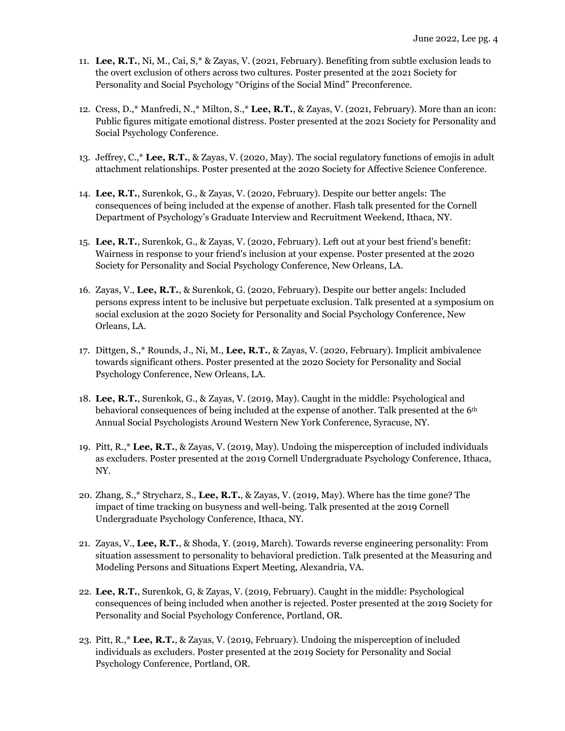11. **Lee, R.T.**, Ni, M., Cai, S,* & Zayas, V. (2021, February). Benefiting from subtle exclusion leads to the overt exclusion of others across two cultures. Poster presented at the 2021 Society for Personality and Social Psychology "Origins of the Social Mind" Preconference.

12. Cress, D.,* Manfredi, N.,* Milton, S.,* **Lee, R.T.**, & Zayas, V. (2021, February). More than an icon: Public figures mitigate emotional distress. Poster presented at the 2021 Society for Personality and Social Psychology Conference.

13. Jeffrey, C.,* **Lee, R.T.**, & Zayas, V. (2020, May). The social regulatory functions of emojis in adult attachment relationships. Poster presented at the 2020 Society for Affective Science Conference.

14. **Lee, R.T.**, Surenkok, G., & Zayas, V. (2020, February). Despite our better angels: The consequences of being included at the expense of another. Flash talk presented for the Cornell Department of Psychology's Graduate Interview and Recruitment Weekend, Ithaca, NY.

15. **Lee, R.T.**, Surenkok, G., & Zayas, V. (2020, February). Left out at your best friend's benefit: Wairness in response to your friend's inclusion at your expense. Poster presented at the 2020 Society for Personality and Social Psychology Conference, New Orleans, LA.

16. Zayas, V., **Lee, R.T.**, & Surenkok, G. (2020, February). Despite our better angels: Included persons express intent to be inclusive but perpetuate exclusion. Talk presented at a symposium on social exclusion at the 2020 Society for Personality and Social Psychology Conference, New Orleans, LA.

17. Dittgen, S.,* Rounds, J., Ni, M., **Lee, R.T.**, & Zayas, V. (2020, February). Implicit ambivalence towards significant others. Poster presented at the 2020 Society for Personality and Social Psychology Conference, New Orleans, LA.

18. **Lee, R.T.**, Surenkok, G., & Zayas, V. (2019, May). Caught in the middle: Psychological and behavioral consequences of being included at the expense of another. Talk presented at the 6th Annual Social Psychologists Around Western New York Conference, Syracuse, NY.

19. Pitt, R.,* **Lee, R.T.**, & Zayas, V. (2019, May). Undoing the misperception of included individuals as excluders. Poster presented at the 2019 Cornell Undergraduate Psychology Conference, Ithaca, NY.

20. Zhang, S.,* Strycharz, S., **Lee, R.T.**, & Zayas, V. (2019, May). Where has the time gone? The impact of time tracking on busyness and well-being. Talk presented at the 2019 Cornell Undergraduate Psychology Conference, Ithaca, NY.

21. Zayas, V., **Lee, R.T.**, & Shoda, Y. (2019, March). Towards reverse engineering personality: From situation assessment to personality to behavioral prediction. Talk presented at the Measuring and Modeling Persons and Situations Expert Meeting, Alexandria, VA.

22. **Lee, R.T.**, Surenkok, G, & Zayas, V. (2019, February). Caught in the middle: Psychological consequences of being included when another is rejected. Poster presented at the 2019 Society for Personality and Social Psychology Conference, Portland, OR.

23. Pitt, R.,* **Lee, R.T.**, & Zayas, V. (2019, February). Undoing the misperception of included individuals as excluders. Poster presented at the 2019 Society for Personality and Social Psychology Conference, Portland, OR.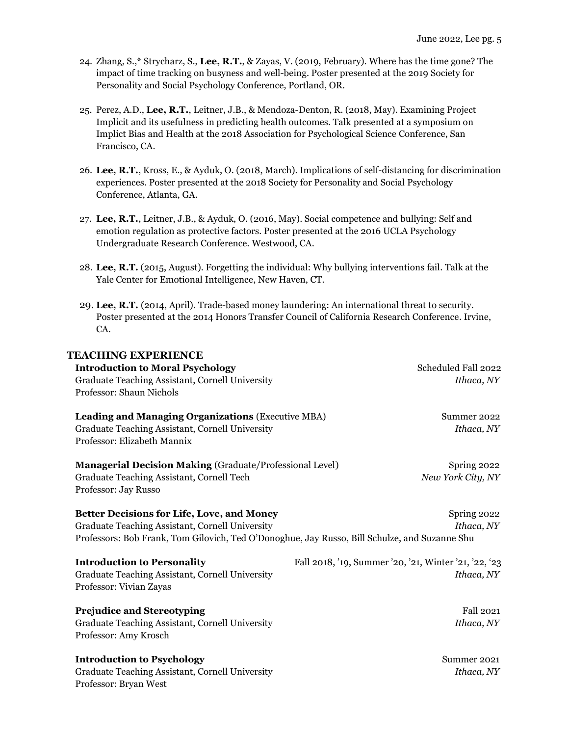24. Zhang, S.,* Strycharz, S., **Lee, R.T.**, & Zayas, V. (2019, February). Where has the time gone? The impact of time tracking on busyness and well-being. Poster presented at the 2019 Society for Personality and Social Psychology Conference, Portland, OR.

25. Perez, A.D., **Lee, R.T.**, Leitner, J.B., & Mendoza-Denton, R. (2018, May). Examining Project Implicit and its usefulness in predicting health outcomes. Talk presented at a symposium on Implict Bias and Health at the 2018 Association for Psychological Science Conference, San Francisco, CA.

26. **Lee, R.T.**, Kross, E., & Ayduk, O. (2018, March). Implications of self-distancing for discrimination experiences. Poster presented at the 2018 Society for Personality and Social Psychology Conference, Atlanta, GA.

27. **Lee, R.T.**, Leitner, J.B., & Ayduk, O. (2016, May). Social competence and bullying: Self and emotion regulation as protective factors. Poster presented at the 2016 UCLA Psychology Undergraduate Research Conference. Westwood, CA.

28. **Lee, R.T.** (2015, August). Forgetting the individual: Why bullying interventions fail. Talk at the Yale Center for Emotional Intelligence, New Haven, CT.

29. **Lee, R.T.** (2014, April). Trade-based money laundering: An international threat to security. Poster presented at the 2014 Honors Transfer Council of California Research Conference. Irvine, CA.

## TEACHING EXPERIENCE

**Introduction to Moral Psychology** — Scheduled Fall 2022
Graduate Teaching Assistant, Cornell University — *Ithaca, NY*
Professor: Shaun Nichols

**Leading and Managing Organizations** (Executive MBA) — Summer 2022
Graduate Teaching Assistant, Cornell University — *Ithaca, NY*
Professor: Elizabeth Mannix

**Managerial Decision Making** (Graduate/Professional Level) — Spring 2022
Graduate Teaching Assistant, Cornell Tech — *New York City, NY*
Professor: Jay Russo

**Better Decisions for Life, Love, and Money** — Spring 2022
Graduate Teaching Assistant, Cornell University — *Ithaca, NY*
Professors: Bob Frank, Tom Gilovich, Ted O'Donoghue, Jay Russo, Bill Schulze, and Suzanne Shu

**Introduction to Personality** — Fall 2018, '19, Summer '20, '21, Winter '21, '22, '23
Graduate Teaching Assistant, Cornell University — *Ithaca, NY*
Professor: Vivian Zayas

**Prejudice and Stereotyping** — Fall 2021
Graduate Teaching Assistant, Cornell University — *Ithaca, NY*
Professor: Amy Krosch

**Introduction to Psychology** — Summer 2021
Graduate Teaching Assistant, Cornell University — *Ithaca, NY*
Professor: Bryan West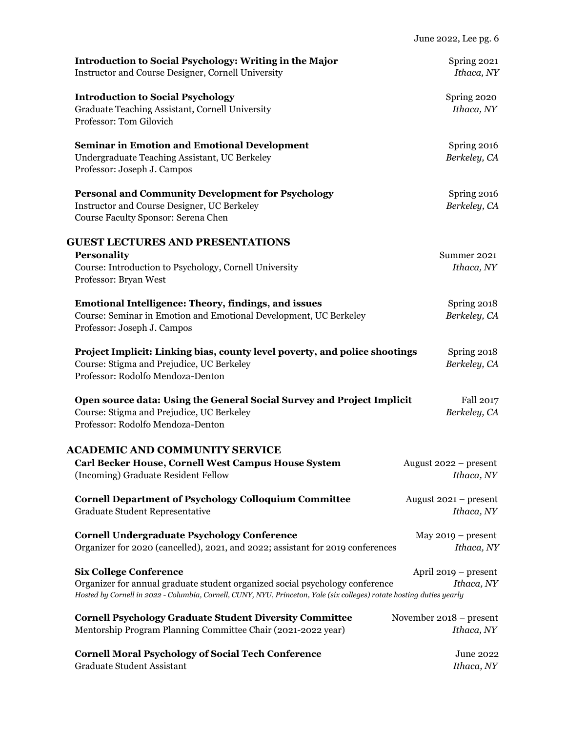**Introduction to Social Psychology: Writing in the Major** Spring 2021
Instructor and Course Designer, Cornell University *Ithaca, NY*

**Introduction to Social Psychology** Spring 2020
Graduate Teaching Assistant, Cornell University *Ithaca, NY*
Professor: Tom Gilovich

**Seminar in Emotion and Emotional Development** Spring 2016
Undergraduate Teaching Assistant, UC Berkeley *Berkeley, CA*
Professor: Joseph J. Campos

**Personal and Community Development for Psychology** Spring 2016
Instructor and Course Designer, UC Berkeley *Berkeley, CA*
Course Faculty Sponsor: Serena Chen

## GUEST LECTURES AND PRESENTATIONS

**Personality** Summer 2021
Course: Introduction to Psychology, Cornell University *Ithaca, NY*
Professor: Bryan West

**Emotional Intelligence: Theory, findings, and issues** Spring 2018
Course: Seminar in Emotion and Emotional Development, UC Berkeley *Berkeley, CA*
Professor: Joseph J. Campos

**Project Implicit: Linking bias, county level poverty, and police shootings** Spring 2018
Course: Stigma and Prejudice, UC Berkeley *Berkeley, CA*
Professor: Rodolfo Mendoza-Denton

**Open source data: Using the General Social Survey and Project Implicit** Fall 2017
Course: Stigma and Prejudice, UC Berkeley *Berkeley, CA*
Professor: Rodolfo Mendoza-Denton

## ACADEMIC AND COMMUNITY SERVICE

**Carl Becker House, Cornell West Campus House System** August 2022 – present
(Incoming) Graduate Resident Fellow *Ithaca, NY*

**Cornell Department of Psychology Colloquium Committee** August 2021 – present
Graduate Student Representative *Ithaca, NY*

**Cornell Undergraduate Psychology Conference** May 2019 – present
Organizer for 2020 (cancelled), 2021, and 2022; assistant for 2019 conferences *Ithaca, NY*

**Six College Conference** April 2019 – present
Organizer for annual graduate student organized social psychology conference *Ithaca, NY*
*Hosted by Cornell in 2022 - Columbia, Cornell, CUNY, NYU, Princeton, Yale (six colleges) rotate hosting duties yearly*

**Cornell Psychology Graduate Student Diversity Committee** November 2018 – present
Mentorship Program Planning Committee Chair (2021-2022 year) *Ithaca, NY*

**Cornell Moral Psychology of Social Tech Conference** June 2022
Graduate Student Assistant *Ithaca, NY*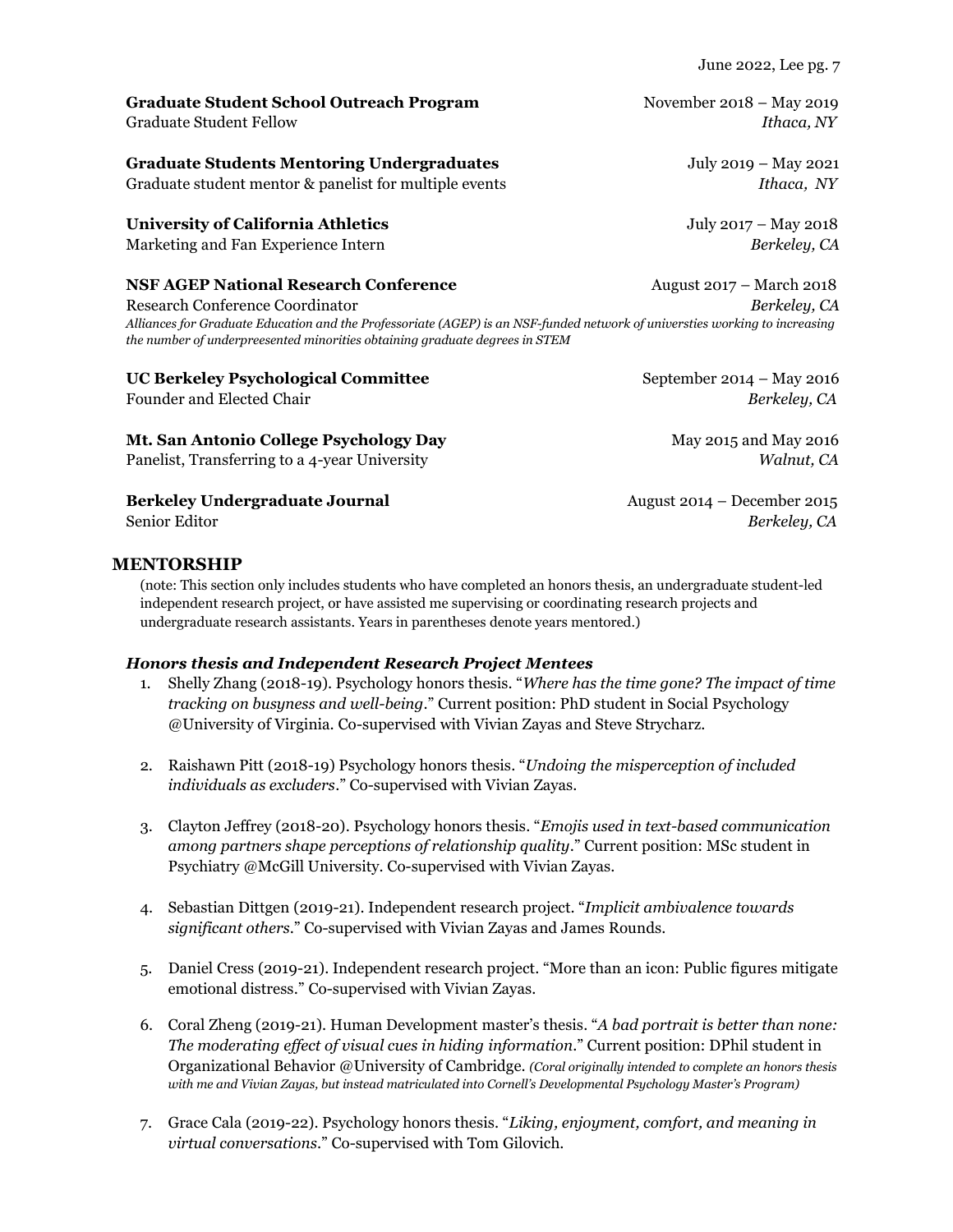**Graduate Student School Outreach Program** November 2018 – May 2019
Graduate Student Fellow *Ithaca, NY*

**Graduate Students Mentoring Undergraduates** July 2019 – May 2021
Graduate student mentor & panelist for multiple events *Ithaca, NY*

**University of California Athletics** July 2017 – May 2018
Marketing and Fan Experience Intern *Berkeley, CA*

**NSF AGEP National Research Conference** August 2017 – March 2018
Research Conference Coordinator *Berkeley, CA*
*Alliances for Graduate Education and the Professoriate (AGEP) is an NSF-funded network of universities working to increasing the number of underpreesented minorities obtaining graduate degrees in STEM*

**UC Berkeley Psychological Committee** September 2014 – May 2016
Founder and Elected Chair *Berkeley, CA*

**Mt. San Antonio College Psychology Day** May 2015 and May 2016
Panelist, Transferring to a 4-year University *Walnut, CA*

**Berkeley Undergraduate Journal** August 2014 – December 2015
Senior Editor *Berkeley, CA*

## MENTORSHIP

(note: This section only includes students who have completed an honors thesis, an undergraduate student-led independent research project, or have assisted me supervising or coordinating research projects and undergraduate research assistants. Years in parentheses denote years mentored.)

### *Honors thesis and Independent Research Project Mentees*

1. Shelly Zhang (2018-19). Psychology honors thesis. "*Where has the time gone? The impact of time tracking on busyness and well-being*." Current position: PhD student in Social Psychology @University of Virginia. Co-supervised with Vivian Zayas and Steve Strycharz.

2. Raishawn Pitt (2018-19) Psychology honors thesis. "*Undoing the misperception of included individuals as excluders*." Co-supervised with Vivian Zayas.

3. Clayton Jeffrey (2018-20). Psychology honors thesis. "*Emojis used in text-based communication among partners shape perceptions of relationship quality*." Current position: MSc student in Psychiatry @McGill University. Co-supervised with Vivian Zayas.

4. Sebastian Dittgen (2019-21). Independent research project. "*Implicit ambivalence towards significant others*." Co-supervised with Vivian Zayas and James Rounds.

5. Daniel Cress (2019-21). Independent research project. "More than an icon: Public figures mitigate emotional distress." Co-supervised with Vivian Zayas.

6. Coral Zheng (2019-21). Human Development master's thesis. "*A bad portrait is better than none: The moderating effect of visual cues in hiding information*." Current position: DPhil student in Organizational Behavior @University of Cambridge. *(Coral originally intended to complete an honors thesis with me and Vivian Zayas, but instead matriculated into Cornell's Developmental Psychology Master's Program)*

7. Grace Cala (2019-22). Psychology honors thesis. "*Liking, enjoyment, comfort, and meaning in virtual conversations*." Co-supervised with Tom Gilovich.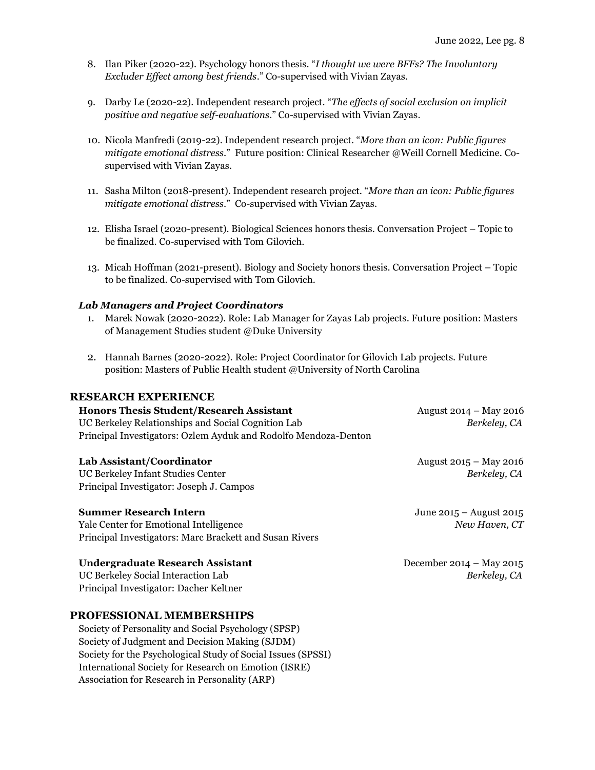8. Ilan Piker (2020-22). Psychology honors thesis. "*I thought we were BFFs? The Involuntary Excluder Effect among best friends*." Co-supervised with Vivian Zayas.

9. Darby Le (2020-22). Independent research project. "*The effects of social exclusion on implicit positive and negative self-evaluations*." Co-supervised with Vivian Zayas.

10. Nicola Manfredi (2019-22). Independent research project. "*More than an icon: Public figures mitigate emotional distress*." Future position: Clinical Researcher @Weill Cornell Medicine. Co-supervised with Vivian Zayas.

11. Sasha Milton (2018-present). Independent research project. "*More than an icon: Public figures mitigate emotional distress*." Co-supervised with Vivian Zayas.

12. Elisha Israel (2020-present). Biological Sciences honors thesis. Conversation Project – Topic to be finalized. Co-supervised with Tom Gilovich.

13. Micah Hoffman (2021-present). Biology and Society honors thesis. Conversation Project – Topic to be finalized. Co-supervised with Tom Gilovich.

***Lab Managers and Project Coordinators***

1. Marek Nowak (2020-2022). Role: Lab Manager for Zayas Lab projects. Future position: Masters of Management Studies student @Duke University

2. Hannah Barnes (2020-2022). Role: Project Coordinator for Gilovich Lab projects. Future position: Masters of Public Health student @University of North Carolina

## RESEARCH EXPERIENCE

**Honors Thesis Student/Research Assistant** — August 2014 – May 2016
UC Berkeley Relationships and Social Cognition Lab — *Berkeley, CA*
Principal Investigators: Ozlem Ayduk and Rodolfo Mendoza-Denton

**Lab Assistant/Coordinator** — August 2015 – May 2016
UC Berkeley Infant Studies Center — *Berkeley, CA*
Principal Investigator: Joseph J. Campos

**Summer Research Intern** — June 2015 – August 2015
Yale Center for Emotional Intelligence — *New Haven, CT*
Principal Investigators: Marc Brackett and Susan Rivers

**Undergraduate Research Assistant** — December 2014 – May 2015
UC Berkeley Social Interaction Lab — *Berkeley, CA*
Principal Investigator: Dacher Keltner

## PROFESSIONAL MEMBERSHIPS

Society of Personality and Social Psychology (SPSP)
Society of Judgment and Decision Making (SJDM)
Society for the Psychological Study of Social Issues (SPSSI)
International Society for Research on Emotion (ISRE)
Association for Research in Personality (ARP)